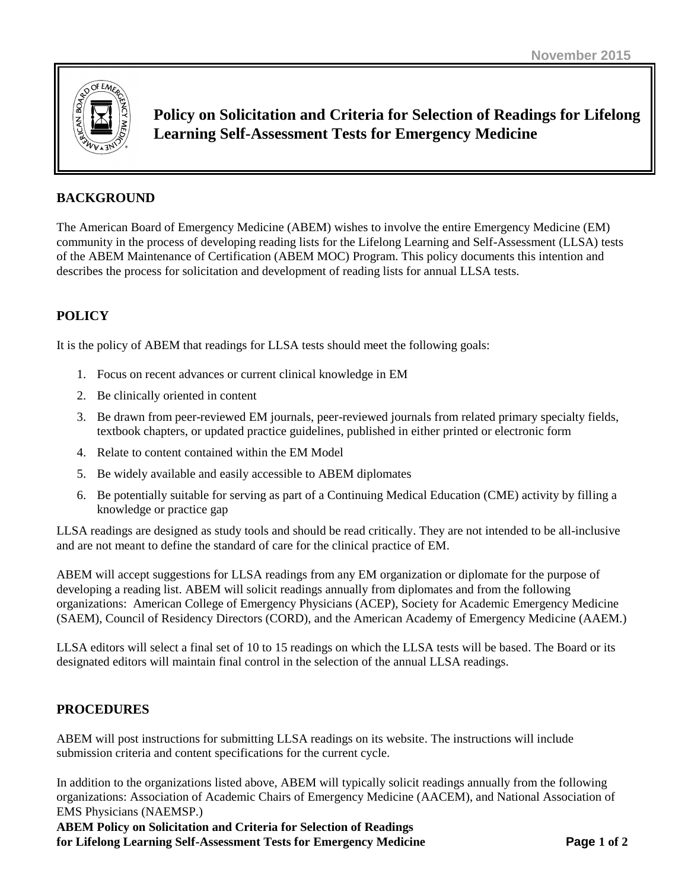November 2015

# Policy on Solicitation and Criteria for Selection of Readings for Lifelong Learning Self-Assessment Tests for Emergency Medicine

## BACKGROUND

The American Board of Emergency Medicine (ABEM) wishes to involve the entire Emergency Medicine (EM) community in the process of developing reading lists for the Lifelong Learning and Self-Assessment (LLSA) tests of the ABEM Maintenance of Certification (ABEM MOC) Program. This policy documents this intention and describes the process for solicitation and development of reading lists for annual LLSA tests.

## POLICY

It is the policy of ABEM that readings for LLSA tests should meet the following goals:

1. Focus on recent advances or current clinical knowledge in EM
2. Be clinically oriented in content
3. Be drawn from peer-reviewed EM journals, peer-reviewed journals from related primary specialty fields, textbook chapters, or updated practice guidelines, published in either printed or electronic form
4. Relate to content contained within the EM Model
5. Be widely available and easily accessible to ABEM diplomates
6. Be potentially suitable for serving as part of a Continuing Medical Education (CME) activity by filling a knowledge or practice gap

LLSA readings are designed as study tools and should be read critically. They are not intended to be all-inclusive and are not meant to define the standard of care for the clinical practice of EM.

ABEM will accept suggestions for LLSA readings from any EM organization or diplomate for the purpose of developing a reading list. ABEM will solicit readings annually from diplomates and from the following organizations: American College of Emergency Physicians (ACEP), Society for Academic Emergency Medicine (SAEM), Council of Residency Directors (CORD), and the American Academy of Emergency Medicine (AAEM.)

LLSA editors will select a final set of 10 to 15 readings on which the LLSA tests will be based. The Board or its designated editors will maintain final control in the selection of the annual LLSA readings.

## PROCEDURES

ABEM will post instructions for submitting LLSA readings on its website. The instructions will include submission criteria and content specifications for the current cycle.

In addition to the organizations listed above, ABEM will typically solicit readings annually from the following organizations: Association of Academic Chairs of Emergency Medicine (AACEM), and National Association of EMS Physicians (NAEMSP.)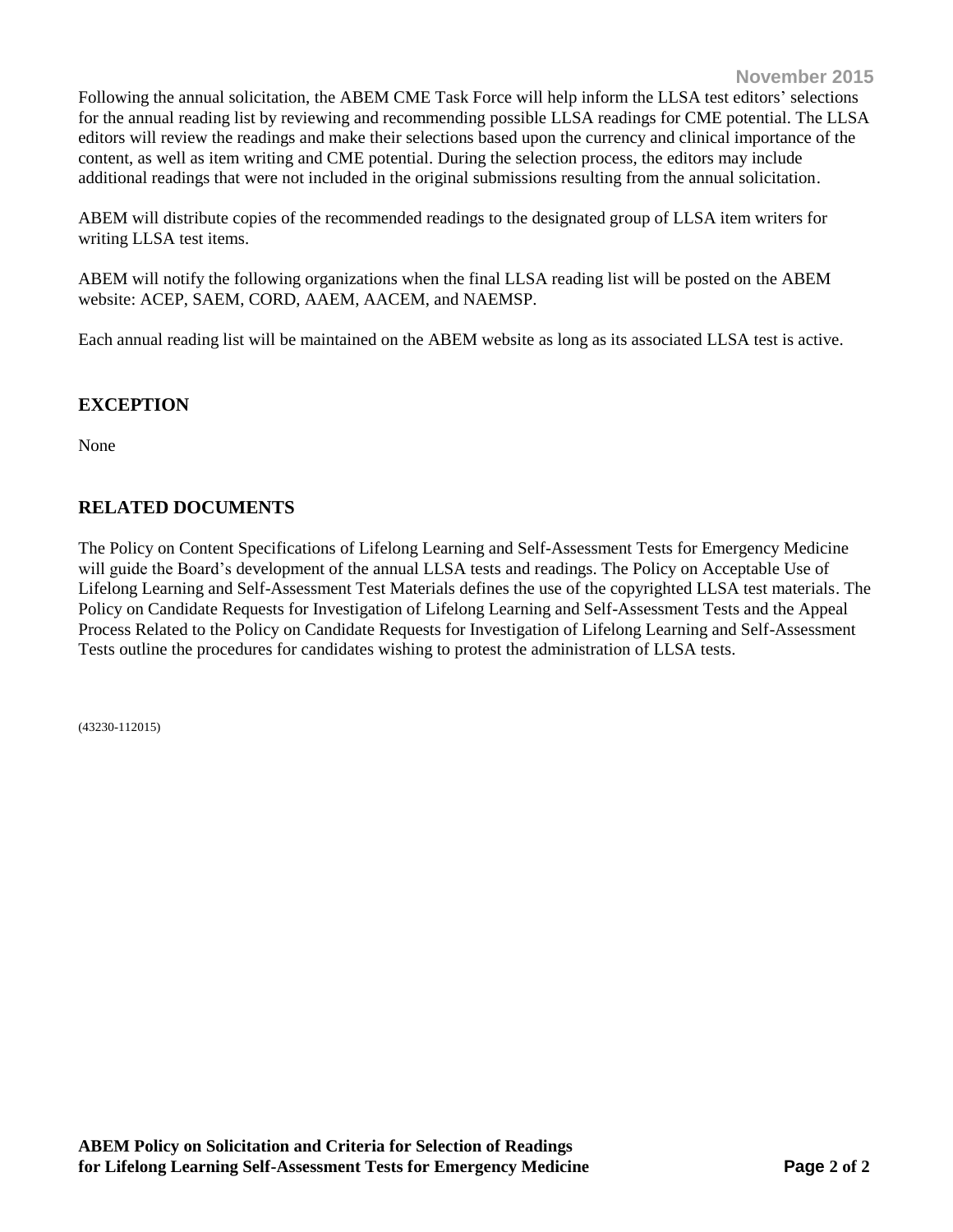Following the annual solicitation, the ABEM CME Task Force will help inform the LLSA test editors' selections for the annual reading list by reviewing and recommending possible LLSA readings for CME potential. The LLSA editors will review the readings and make their selections based upon the currency and clinical importance of the content, as well as item writing and CME potential. During the selection process, the editors may include additional readings that were not included in the original submissions resulting from the annual solicitation.

ABEM will distribute copies of the recommended readings to the designated group of LLSA item writers for writing LLSA test items.

ABEM will notify the following organizations when the final LLSA reading list will be posted on the ABEM website: ACEP, SAEM, CORD, AAEM, AACEM, and NAEMSP.

Each annual reading list will be maintained on the ABEM website as long as its associated LLSA test is active.

## EXCEPTION

None

## RELATED DOCUMENTS

The Policy on Content Specifications of Lifelong Learning and Self-Assessment Tests for Emergency Medicine will guide the Board's development of the annual LLSA tests and readings. The Policy on Acceptable Use of Lifelong Learning and Self-Assessment Test Materials defines the use of the copyrighted LLSA test materials. The Policy on Candidate Requests for Investigation of Lifelong Learning and Self-Assessment Tests and the Appeal Process Related to the Policy on Candidate Requests for Investigation of Lifelong Learning and Self-Assessment Tests outline the procedures for candidates wishing to protest the administration of LLSA tests.

(43230-112015)